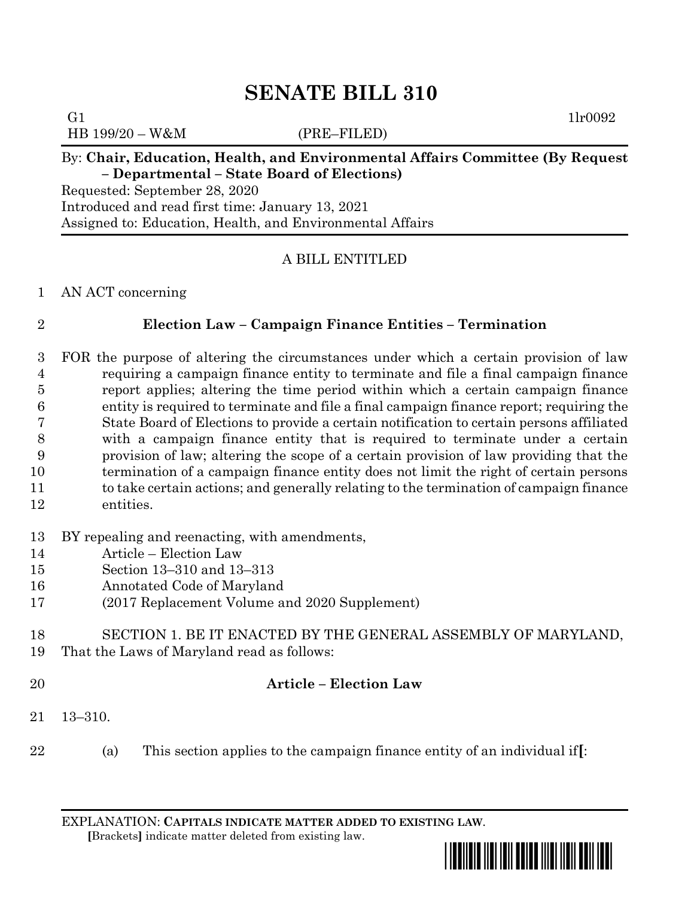# SENATE BILL 310

G1 1lr0092

HB 199/20 – W&M (PRE–FILED)

By: **Chair, Education, Health, and Environmental Affairs Committee (By Request – Departmental – State Board of Elections)**

Requested: September 28, 2020

Introduced and read first time: January 13, 2021

Assigned to: Education, Health, and Environmental Affairs

A BILL ENTITLED

1 AN ACT concerning

2 **Election Law – Campaign Finance Entities – Termination**

3 FOR the purpose of altering the circumstances under which a certain provision of law
4 requiring a campaign finance entity to terminate and file a final campaign finance
5 report applies; altering the time period within which a certain campaign finance
6 entity is required to terminate and file a final campaign finance report; requiring the
7 State Board of Elections to provide a certain notification to certain persons affiliated
8 with a campaign finance entity that is required to terminate under a certain
9 provision of law; altering the scope of a certain provision of law providing that the
10 termination of a campaign finance entity does not limit the right of certain persons
11 to take certain actions; and generally relating to the termination of campaign finance
12 entities.

13 BY repealing and reenacting, with amendments,
14 Article – Election Law
15 Section 13–310 and 13–313
16 Annotated Code of Maryland
17 (2017 Replacement Volume and 2020 Supplement)

18 SECTION 1. BE IT ENACTED BY THE GENERAL ASSEMBLY OF MARYLAND,
19 That the Laws of Maryland read as follows:

20 **Article – Election Law**

21 13–310.

22 (a) This section applies to the campaign finance entity of an individual if**[**:

EXPLANATION: **CAPITALS INDICATE MATTER ADDED TO EXISTING LAW**.
**[**Brackets**]** indicate matter deleted from existing law.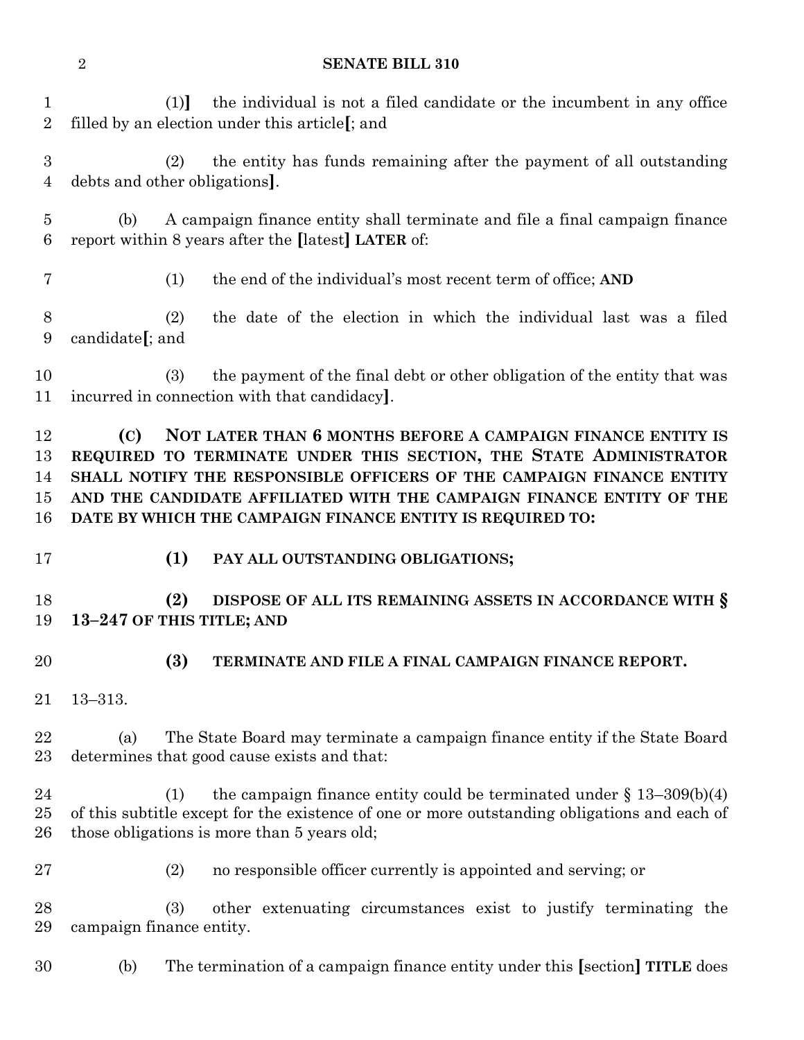(1)] the individual is not a filed candidate or the incumbent in any office filled by an election under this article[; and

(2) the entity has funds remaining after the payment of all outstanding debts and other obligations].

(b) A campaign finance entity shall terminate and file a final campaign finance report within 8 years after the [latest] **LATER** of:

(1) the end of the individual's most recent term of office; **AND**

(2) the date of the election in which the individual last was a filed candidate[; and

(3) the payment of the final debt or other obligation of the entity that was incurred in connection with that candidacy].

**(C) NOT LATER THAN 6 MONTHS BEFORE A CAMPAIGN FINANCE ENTITY IS REQUIRED TO TERMINATE UNDER THIS SECTION, THE STATE ADMINISTRATOR SHALL NOTIFY THE RESPONSIBLE OFFICERS OF THE CAMPAIGN FINANCE ENTITY AND THE CANDIDATE AFFILIATED WITH THE CAMPAIGN FINANCE ENTITY OF THE DATE BY WHICH THE CAMPAIGN FINANCE ENTITY IS REQUIRED TO:**

**(1) PAY ALL OUTSTANDING OBLIGATIONS;**

**(2) DISPOSE OF ALL ITS REMAINING ASSETS IN ACCORDANCE WITH § 13–247 OF THIS TITLE; AND**

**(3) TERMINATE AND FILE A FINAL CAMPAIGN FINANCE REPORT.**

13–313.

(a) The State Board may terminate a campaign finance entity if the State Board determines that good cause exists and that:

(1) the campaign finance entity could be terminated under § 13–309(b)(4) of this subtitle except for the existence of one or more outstanding obligations and each of those obligations is more than 5 years old;

(2) no responsible officer currently is appointed and serving; or

(3) other extenuating circumstances exist to justify terminating the campaign finance entity.

(b) The termination of a campaign finance entity under this [section] **TITLE** does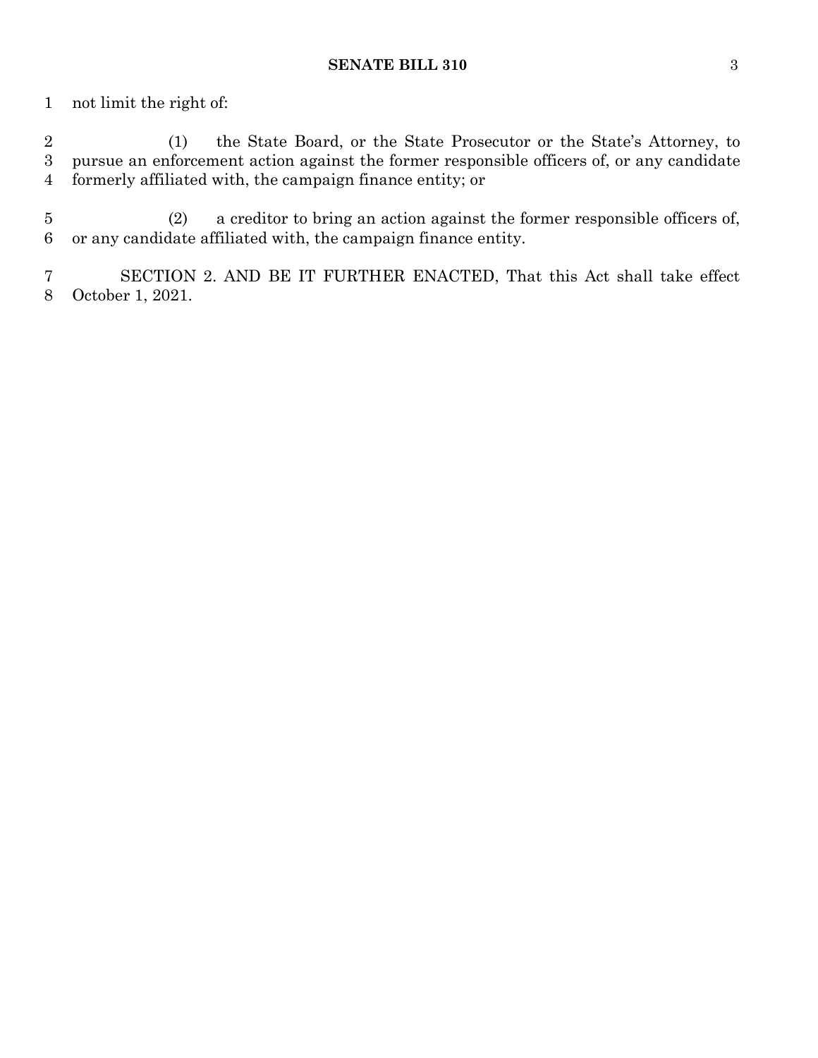not limit the right of:

(1) the State Board, or the State Prosecutor or the State's Attorney, to pursue an enforcement action against the former responsible officers of, or any candidate formerly affiliated with, the campaign finance entity; or

(2) a creditor to bring an action against the former responsible officers of, or any candidate affiliated with, the campaign finance entity.

SECTION 2. AND BE IT FURTHER ENACTED, That this Act shall take effect October 1, 2021.